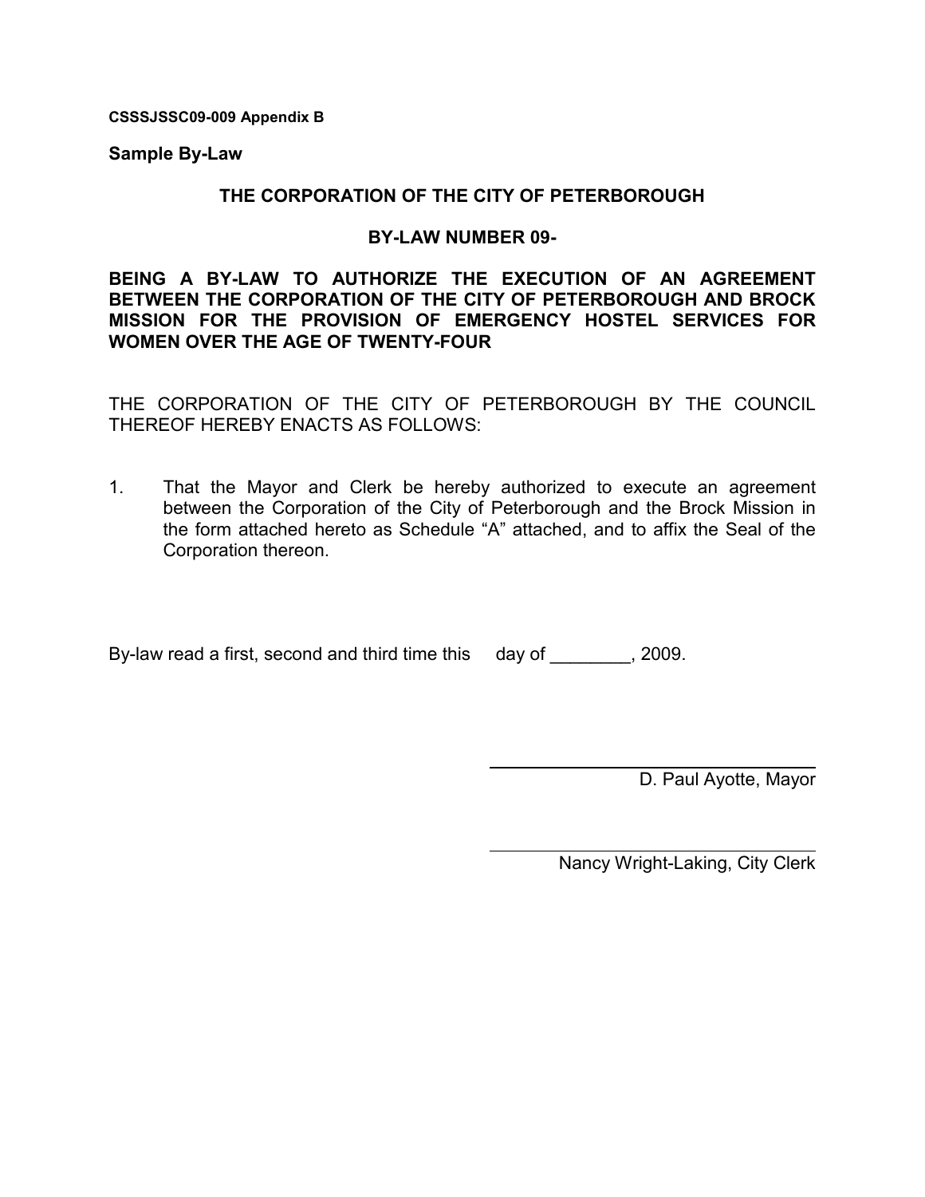**CSSSJSSC09-009 Appendix B**

**Sample By-Law**

**THE CORPORATION OF THE CITY OF PETERBOROUGH**

**BY-LAW NUMBER 09-**

**BEING A BY-LAW TO AUTHORIZE THE EXECUTION OF AN AGREEMENT BETWEEN THE CORPORATION OF THE CITY OF PETERBOROUGH AND BROCK MISSION FOR THE PROVISION OF EMERGENCY HOSTEL SERVICES FOR WOMEN OVER THE AGE OF TWENTY-FOUR**

THE CORPORATION OF THE CITY OF PETERBOROUGH BY THE COUNCIL THEREOF HEREBY ENACTS AS FOLLOWS:

1. That the Mayor and Clerk be hereby authorized to execute an agreement between the Corporation of the City of Peterborough and the Brock Mission in the form attached hereto as Schedule "A" attached, and to affix the Seal of the Corporation thereon.

By-law read a first, second and third time this day of ________, 2009.

_______________________________
D. Paul Ayotte, Mayor

_______________________________
Nancy Wright-Laking, City Clerk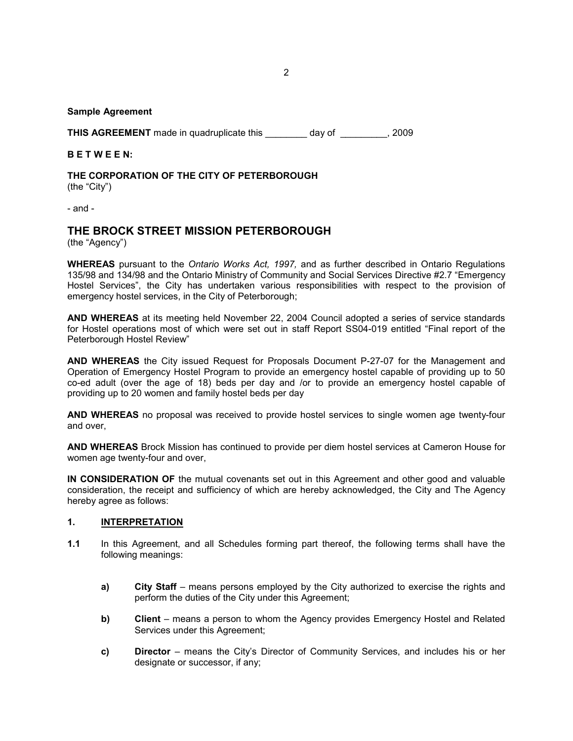**Sample Agreement**

**THIS AGREEMENT** made in quadruplicate this ________ day of _________, 2009

**B E T W E E N:**

**THE CORPORATION OF THE CITY OF PETERBOROUGH**
(the "City")

- and -

## THE BROCK STREET MISSION PETERBOROUGH

(the "Agency")

**WHEREAS** pursuant to the *Ontario Works Act, 1997,* and as further described in Ontario Regulations 135/98 and 134/98 and the Ontario Ministry of Community and Social Services Directive #2.7 "Emergency Hostel Services", the City has undertaken various responsibilities with respect to the provision of emergency hostel services, in the City of Peterborough;

**AND WHEREAS** at its meeting held November 22, 2004 Council adopted a series of service standards for Hostel operations most of which were set out in staff Report SS04-019 entitled "Final report of the Peterborough Hostel Review"

**AND WHEREAS** the City issued Request for Proposals Document P-27-07 for the Management and Operation of Emergency Hostel Program to provide an emergency hostel capable of providing up to 50 co-ed adult (over the age of 18) beds per day and /or to provide an emergency hostel capable of providing up to 20 women and family hostel beds per day

**AND WHEREAS** no proposal was received to provide hostel services to single women age twenty-four and over,

**AND WHEREAS** Brock Mission has continued to provide per diem hostel services at Cameron House for women age twenty-four and over,

**IN CONSIDERATION OF** the mutual covenants set out in this Agreement and other good and valuable consideration, the receipt and sufficiency of which are hereby acknowledged, the City and The Agency hereby agree as follows:

**1. INTERPRETATION**

**1.1** In this Agreement, and all Schedules forming part thereof, the following terms shall have the following meanings:

**a)** **City Staff** – means persons employed by the City authorized to exercise the rights and perform the duties of the City under this Agreement;

**b)** **Client** – means a person to whom the Agency provides Emergency Hostel and Related Services under this Agreement;

**c)** **Director** – means the City's Director of Community Services, and includes his or her designate or successor, if any;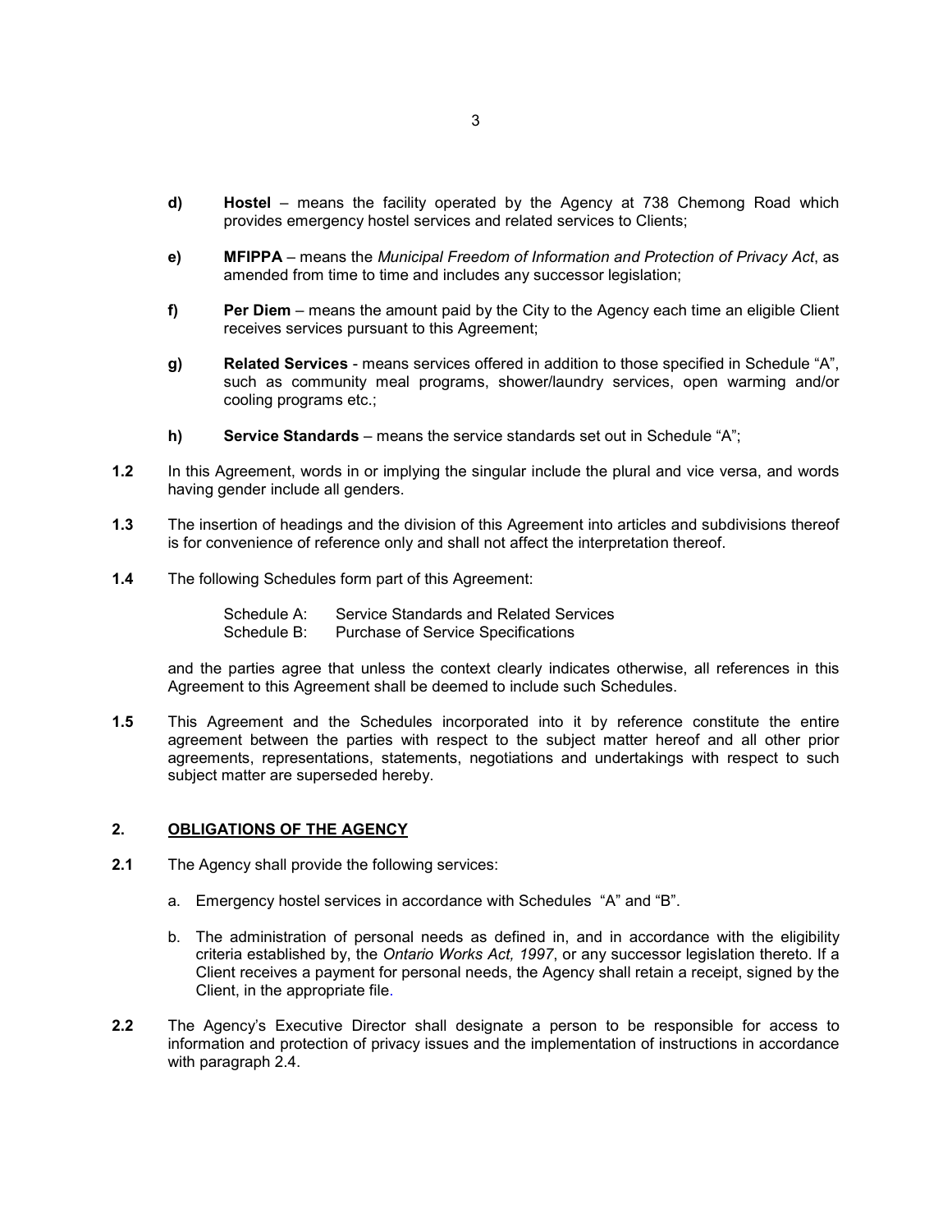**d)** **Hostel** – means the facility operated by the Agency at 738 Chemong Road which provides emergency hostel services and related services to Clients;

**e)** **MFIPPA** – means the *Municipal Freedom of Information and Protection of Privacy Act*, as amended from time to time and includes any successor legislation;

**f)** **Per Diem** – means the amount paid by the City to the Agency each time an eligible Client receives services pursuant to this Agreement;

**g)** **Related Services** - means services offered in addition to those specified in Schedule "A", such as community meal programs, shower/laundry services, open warming and/or cooling programs etc.;

**h)** **Service Standards** – means the service standards set out in Schedule "A";

**1.2** In this Agreement, words in or implying the singular include the plural and vice versa, and words having gender include all genders.

**1.3** The insertion of headings and the division of this Agreement into articles and subdivisions thereof is for convenience of reference only and shall not affect the interpretation thereof.

**1.4** The following Schedules form part of this Agreement:

Schedule A: Service Standards and Related Services
Schedule B: Purchase of Service Specifications

and the parties agree that unless the context clearly indicates otherwise, all references in this Agreement to this Agreement shall be deemed to include such Schedules.

**1.5** This Agreement and the Schedules incorporated into it by reference constitute the entire agreement between the parties with respect to the subject matter hereof and all other prior agreements, representations, statements, negotiations and undertakings with respect to such subject matter are superseded hereby.

## 2. OBLIGATIONS OF THE AGENCY

**2.1** The Agency shall provide the following services:

a. Emergency hostel services in accordance with Schedules "A" and "B".

b. The administration of personal needs as defined in, and in accordance with the eligibility criteria established by, the *Ontario Works Act, 1997*, or any successor legislation thereto. If a Client receives a payment for personal needs, the Agency shall retain a receipt, signed by the Client, in the appropriate file.

**2.2** The Agency's Executive Director shall designate a person to be responsible for access to information and protection of privacy issues and the implementation of instructions in accordance with paragraph 2.4.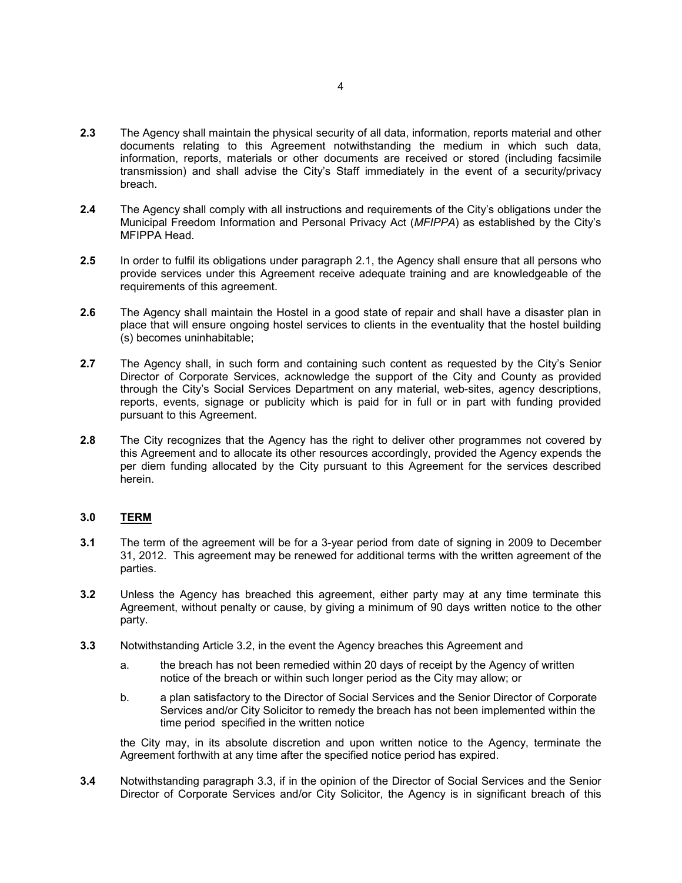**2.3** The Agency shall maintain the physical security of all data, information, reports material and other documents relating to this Agreement notwithstanding the medium in which such data, information, reports, materials or other documents are received or stored (including facsimile transmission) and shall advise the City's Staff immediately in the event of a security/privacy breach.

**2.4** The Agency shall comply with all instructions and requirements of the City's obligations under the Municipal Freedom Information and Personal Privacy Act (*MFIPPA*) as established by the City's MFIPPA Head.

**2.5** In order to fulfil its obligations under paragraph 2.1, the Agency shall ensure that all persons who provide services under this Agreement receive adequate training and are knowledgeable of the requirements of this agreement.

**2.6** The Agency shall maintain the Hostel in a good state of repair and shall have a disaster plan in place that will ensure ongoing hostel services to clients in the eventuality that the hostel building (s) becomes uninhabitable;

**2.7** The Agency shall, in such form and containing such content as requested by the City's Senior Director of Corporate Services, acknowledge the support of the City and County as provided through the City's Social Services Department on any material, web-sites, agency descriptions, reports, events, signage or publicity which is paid for in full or in part with funding provided pursuant to this Agreement.

**2.8** The City recognizes that the Agency has the right to deliver other programmes not covered by this Agreement and to allocate its other resources accordingly, provided the Agency expends the per diem funding allocated by the City pursuant to this Agreement for the services described herein.

## 3.0 TERM

**3.1** The term of the agreement will be for a 3-year period from date of signing in 2009 to December 31, 2012. This agreement may be renewed for additional terms with the written agreement of the parties.

**3.2** Unless the Agency has breached this agreement, either party may at any time terminate this Agreement, without penalty or cause, by giving a minimum of 90 days written notice to the other party.

**3.3** Notwithstanding Article 3.2, in the event the Agency breaches this Agreement and

a. the breach has not been remedied within 20 days of receipt by the Agency of written notice of the breach or within such longer period as the City may allow; or

b. a plan satisfactory to the Director of Social Services and the Senior Director of Corporate Services and/or City Solicitor to remedy the breach has not been implemented within the time period specified in the written notice

the City may, in its absolute discretion and upon written notice to the Agency, terminate the Agreement forthwith at any time after the specified notice period has expired.

**3.4** Notwithstanding paragraph 3.3, if in the opinion of the Director of Social Services and the Senior Director of Corporate Services and/or City Solicitor, the Agency is in significant breach of this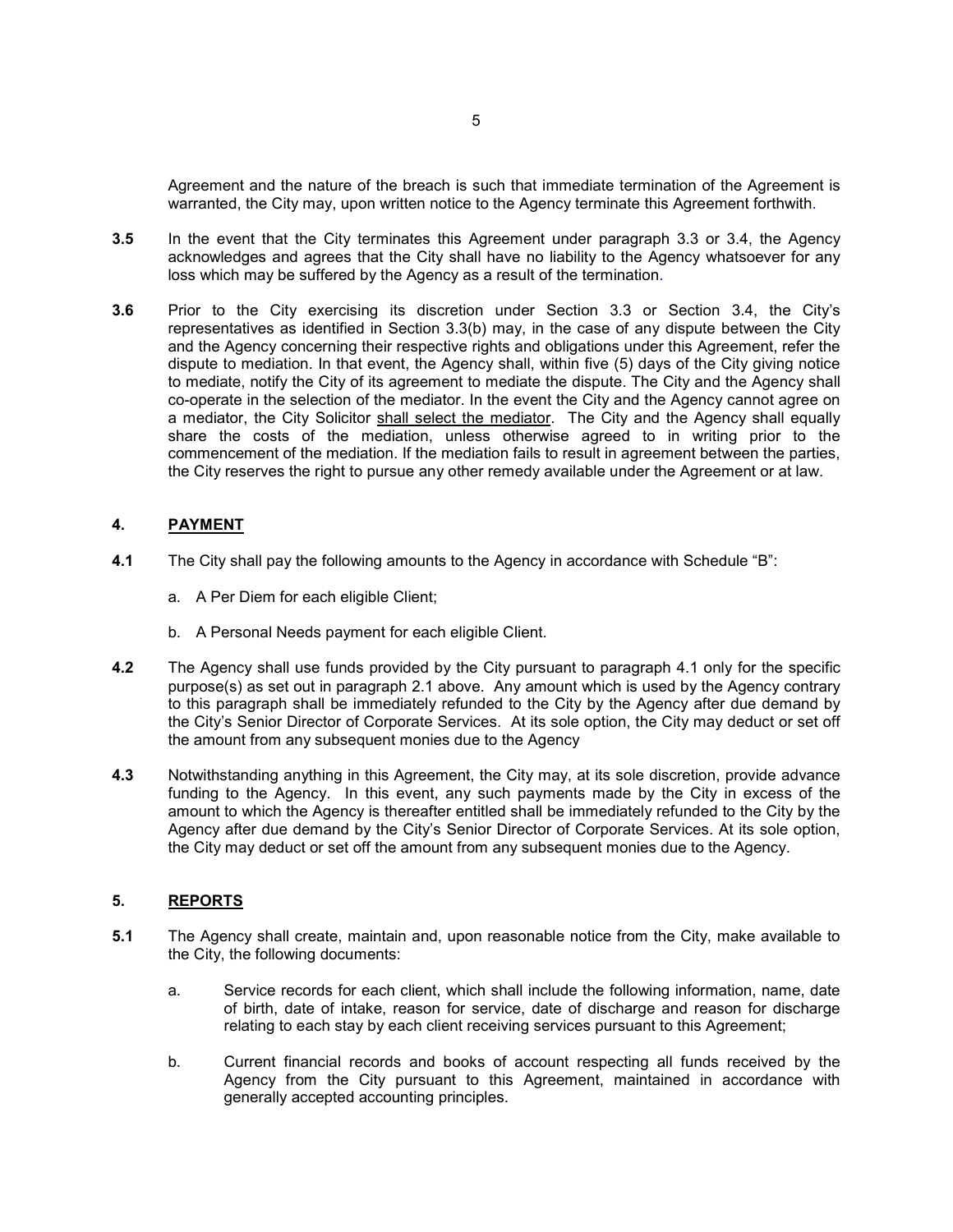Agreement and the nature of the breach is such that immediate termination of the Agreement is warranted, the City may, upon written notice to the Agency terminate this Agreement forthwith.

**3.5** In the event that the City terminates this Agreement under paragraph 3.3 or 3.4, the Agency acknowledges and agrees that the City shall have no liability to the Agency whatsoever for any loss which may be suffered by the Agency as a result of the termination.

**3.6** Prior to the City exercising its discretion under Section 3.3 or Section 3.4, the City's representatives as identified in Section 3.3(b) may, in the case of any dispute between the City and the Agency concerning their respective rights and obligations under this Agreement, refer the dispute to mediation. In that event, the Agency shall, within five (5) days of the City giving notice to mediate, notify the City of its agreement to mediate the dispute. The City and the Agency shall co-operate in the selection of the mediator. In the event the City and the Agency cannot agree on a mediator, the City Solicitor <u>shall select the mediator</u>. The City and the Agency shall equally share the costs of the mediation, unless otherwise agreed to in writing prior to the commencement of the mediation. If the mediation fails to result in agreement between the parties, the City reserves the right to pursue any other remedy available under the Agreement or at law.

## 4. <u>PAYMENT</u>

**4.1** The City shall pay the following amounts to the Agency in accordance with Schedule "B":

a. A Per Diem for each eligible Client;

b. A Personal Needs payment for each eligible Client.

**4.2** The Agency shall use funds provided by the City pursuant to paragraph 4.1 only for the specific purpose(s) as set out in paragraph 2.1 above. Any amount which is used by the Agency contrary to this paragraph shall be immediately refunded to the City by the Agency after due demand by the City's Senior Director of Corporate Services. At its sole option, the City may deduct or set off the amount from any subsequent monies due to the Agency

**4.3** Notwithstanding anything in this Agreement, the City may, at its sole discretion, provide advance funding to the Agency. In this event, any such payments made by the City in excess of the amount to which the Agency is thereafter entitled shall be immediately refunded to the City by the Agency after due demand by the City's Senior Director of Corporate Services. At its sole option, the City may deduct or set off the amount from any subsequent monies due to the Agency.

## 5. <u>REPORTS</u>

**5.1** The Agency shall create, maintain and, upon reasonable notice from the City, make available to the City, the following documents:

a. Service records for each client, which shall include the following information, name, date of birth, date of intake, reason for service, date of discharge and reason for discharge relating to each stay by each client receiving services pursuant to this Agreement;

b. Current financial records and books of account respecting all funds received by the Agency from the City pursuant to this Agreement, maintained in accordance with generally accepted accounting principles.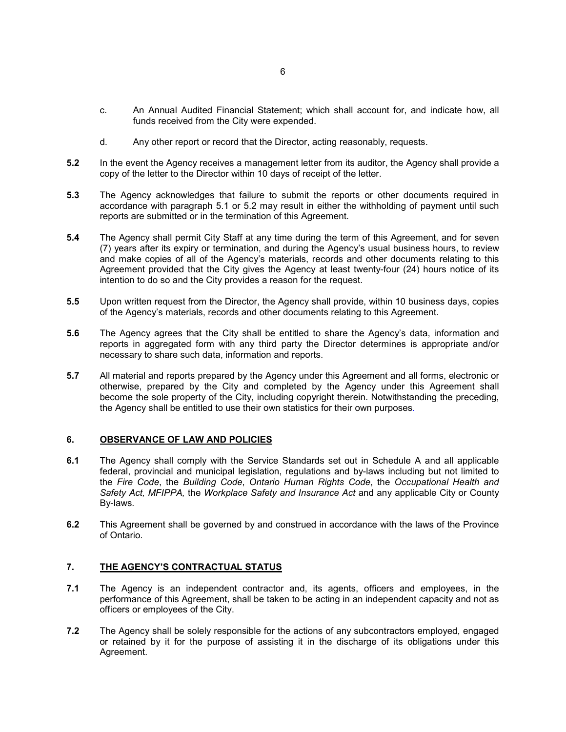c. An Annual Audited Financial Statement; which shall account for, and indicate how, all funds received from the City were expended.

d. Any other report or record that the Director, acting reasonably, requests.

**5.2** In the event the Agency receives a management letter from its auditor, the Agency shall provide a copy of the letter to the Director within 10 days of receipt of the letter.

**5.3** The Agency acknowledges that failure to submit the reports or other documents required in accordance with paragraph 5.1 or 5.2 may result in either the withholding of payment until such reports are submitted or in the termination of this Agreement.

**5.4** The Agency shall permit City Staff at any time during the term of this Agreement, and for seven (7) years after its expiry or termination, and during the Agency's usual business hours, to review and make copies of all of the Agency's materials, records and other documents relating to this Agreement provided that the City gives the Agency at least twenty-four (24) hours notice of its intention to do so and the City provides a reason for the request.

**5.5** Upon written request from the Director, the Agency shall provide, within 10 business days, copies of the Agency's materials, records and other documents relating to this Agreement.

**5.6** The Agency agrees that the City shall be entitled to share the Agency's data, information and reports in aggregated form with any third party the Director determines is appropriate and/or necessary to share such data, information and reports.

**5.7** All material and reports prepared by the Agency under this Agreement and all forms, electronic or otherwise, prepared by the City and completed by the Agency under this Agreement shall become the sole property of the City, including copyright therein. Notwithstanding the preceding, the Agency shall be entitled to use their own statistics for their own purposes.

## 6. OBSERVANCE OF LAW AND POLICIES

**6.1** The Agency shall comply with the Service Standards set out in Schedule A and all applicable federal, provincial and municipal legislation, regulations and by-laws including but not limited to the *Fire Code*, the *Building Code*, *Ontario Human Rights Code*, the *Occupational Health and Safety Act, MFIPPA,* the *Workplace Safety and Insurance Act* and any applicable City or County By-laws.

**6.2** This Agreement shall be governed by and construed in accordance with the laws of the Province of Ontario.

## 7. THE AGENCY'S CONTRACTUAL STATUS

**7.1** The Agency is an independent contractor and, its agents, officers and employees, in the performance of this Agreement, shall be taken to be acting in an independent capacity and not as officers or employees of the City.

**7.2** The Agency shall be solely responsible for the actions of any subcontractors employed, engaged or retained by it for the purpose of assisting it in the discharge of its obligations under this Agreement.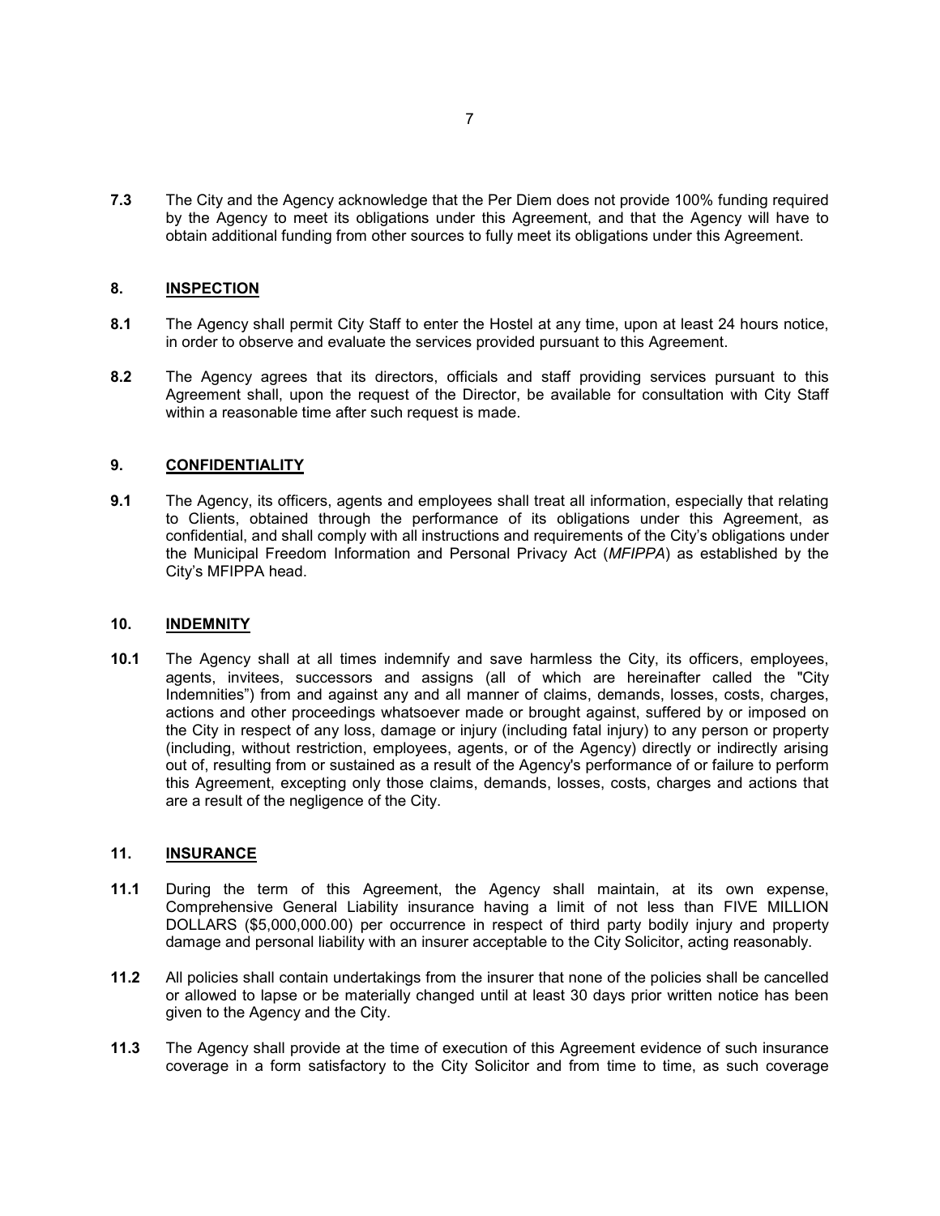**7.3** The City and the Agency acknowledge that the Per Diem does not provide 100% funding required by the Agency to meet its obligations under this Agreement, and that the Agency will have to obtain additional funding from other sources to fully meet its obligations under this Agreement.

## 8. INSPECTION

**8.1** The Agency shall permit City Staff to enter the Hostel at any time, upon at least 24 hours notice, in order to observe and evaluate the services provided pursuant to this Agreement.

**8.2** The Agency agrees that its directors, officials and staff providing services pursuant to this Agreement shall, upon the request of the Director, be available for consultation with City Staff within a reasonable time after such request is made.

## 9. CONFIDENTIALITY

**9.1** The Agency, its officers, agents and employees shall treat all information, especially that relating to Clients, obtained through the performance of its obligations under this Agreement, as confidential, and shall comply with all instructions and requirements of the City's obligations under the Municipal Freedom Information and Personal Privacy Act (*MFIPPA*) as established by the City's MFIPPA head.

## 10. INDEMNITY

**10.1** The Agency shall at all times indemnify and save harmless the City, its officers, employees, agents, invitees, successors and assigns (all of which are hereinafter called the "City Indemnities") from and against any and all manner of claims, demands, losses, costs, charges, actions and other proceedings whatsoever made or brought against, suffered by or imposed on the City in respect of any loss, damage or injury (including fatal injury) to any person or property (including, without restriction, employees, agents, or of the Agency) directly or indirectly arising out of, resulting from or sustained as a result of the Agency's performance of or failure to perform this Agreement, excepting only those claims, demands, losses, costs, charges and actions that are a result of the negligence of the City.

## 11. INSURANCE

**11.1** During the term of this Agreement, the Agency shall maintain, at its own expense, Comprehensive General Liability insurance having a limit of not less than FIVE MILLION DOLLARS ($5,000,000.00) per occurrence in respect of third party bodily injury and property damage and personal liability with an insurer acceptable to the City Solicitor, acting reasonably.

**11.2** All policies shall contain undertakings from the insurer that none of the policies shall be cancelled or allowed to lapse or be materially changed until at least 30 days prior written notice has been given to the Agency and the City.

**11.3** The Agency shall provide at the time of execution of this Agreement evidence of such insurance coverage in a form satisfactory to the City Solicitor and from time to time, as such coverage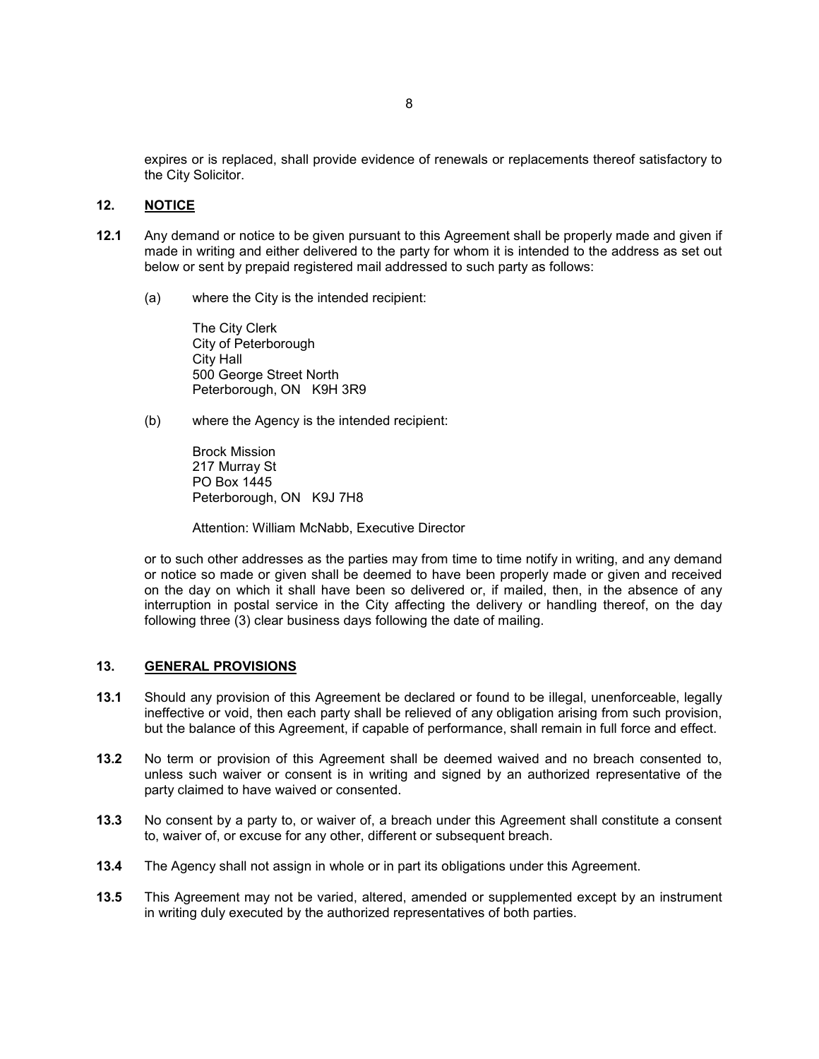expires or is replaced, shall provide evidence of renewals or replacements thereof satisfactory to the City Solicitor.

## 12. NOTICE

**12.1** Any demand or notice to be given pursuant to this Agreement shall be properly made and given if made in writing and either delivered to the party for whom it is intended to the address as set out below or sent by prepaid registered mail addressed to such party as follows:

(a) where the City is the intended recipient:

The City Clerk
City of Peterborough
City Hall
500 George Street North
Peterborough, ON K9H 3R9

(b) where the Agency is the intended recipient:

Brock Mission
217 Murray St
PO Box 1445
Peterborough, ON K9J 7H8

Attention: William McNabb, Executive Director

or to such other addresses as the parties may from time to time notify in writing, and any demand or notice so made or given shall be deemed to have been properly made or given and received on the day on which it shall have been so delivered or, if mailed, then, in the absence of any interruption in postal service in the City affecting the delivery or handling thereof, on the day following three (3) clear business days following the date of mailing.

## 13. GENERAL PROVISIONS

**13.1** Should any provision of this Agreement be declared or found to be illegal, unenforceable, legally ineffective or void, then each party shall be relieved of any obligation arising from such provision, but the balance of this Agreement, if capable of performance, shall remain in full force and effect.

**13.2** No term or provision of this Agreement shall be deemed waived and no breach consented to, unless such waiver or consent is in writing and signed by an authorized representative of the party claimed to have waived or consented.

**13.3** No consent by a party to, or waiver of, a breach under this Agreement shall constitute a consent to, waiver of, or excuse for any other, different or subsequent breach.

**13.4** The Agency shall not assign in whole or in part its obligations under this Agreement.

**13.5** This Agreement may not be varied, altered, amended or supplemented except by an instrument in writing duly executed by the authorized representatives of both parties.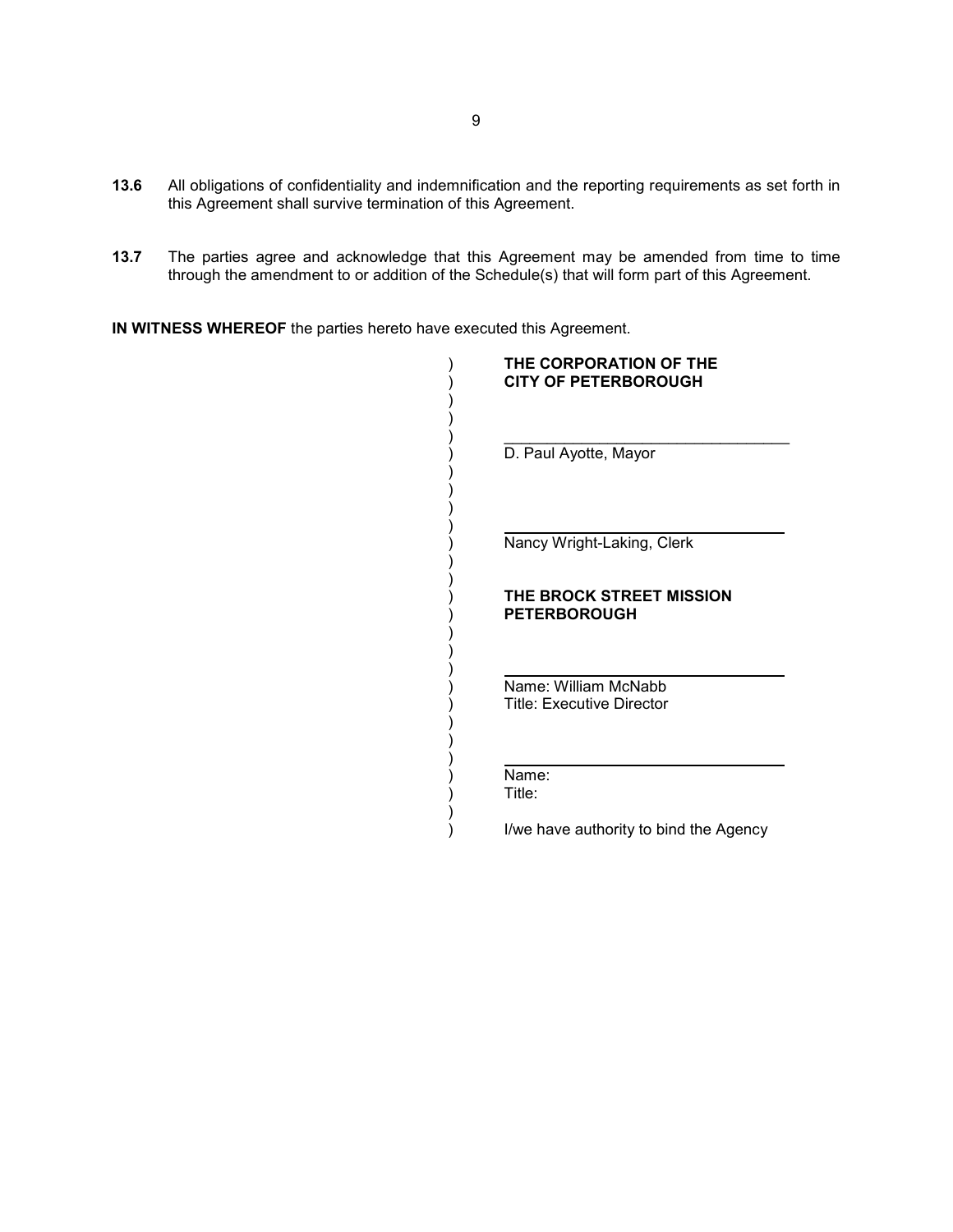**13.6** All obligations of confidentiality and indemnification and the reporting requirements as set forth in this Agreement shall survive termination of this Agreement.

**13.7** The parties agree and acknowledge that this Agreement may be amended from time to time through the amendment to or addition of the Schedule(s) that will form part of this Agreement.

**IN WITNESS WHEREOF** the parties hereto have executed this Agreement.

**THE CORPORATION OF THE CITY OF PETERBOROUGH**

\_\_\_\_\_\_\_\_\_\_\_\_\_\_\_\_\_\_\_\_\_\_\_\_\_\_\_\_\_\_\_\_\_\_

D. Paul Ayotte, Mayor

\_\_\_\_\_\_\_\_\_\_\_\_\_\_\_\_\_\_\_\_\_\_\_\_\_\_\_\_\_\_\_\_\_\_

Nancy Wright-Laking, Clerk

**THE BROCK STREET MISSION PETERBOROUGH**

\_\_\_\_\_\_\_\_\_\_\_\_\_\_\_\_\_\_\_\_\_\_\_\_\_\_\_\_\_\_\_\_\_\_

Name: William McNabb
Title: Executive Director

\_\_\_\_\_\_\_\_\_\_\_\_\_\_\_\_\_\_\_\_\_\_\_\_\_\_\_\_\_\_\_\_\_\_

Name:
Title:

I/we have authority to bind the Agency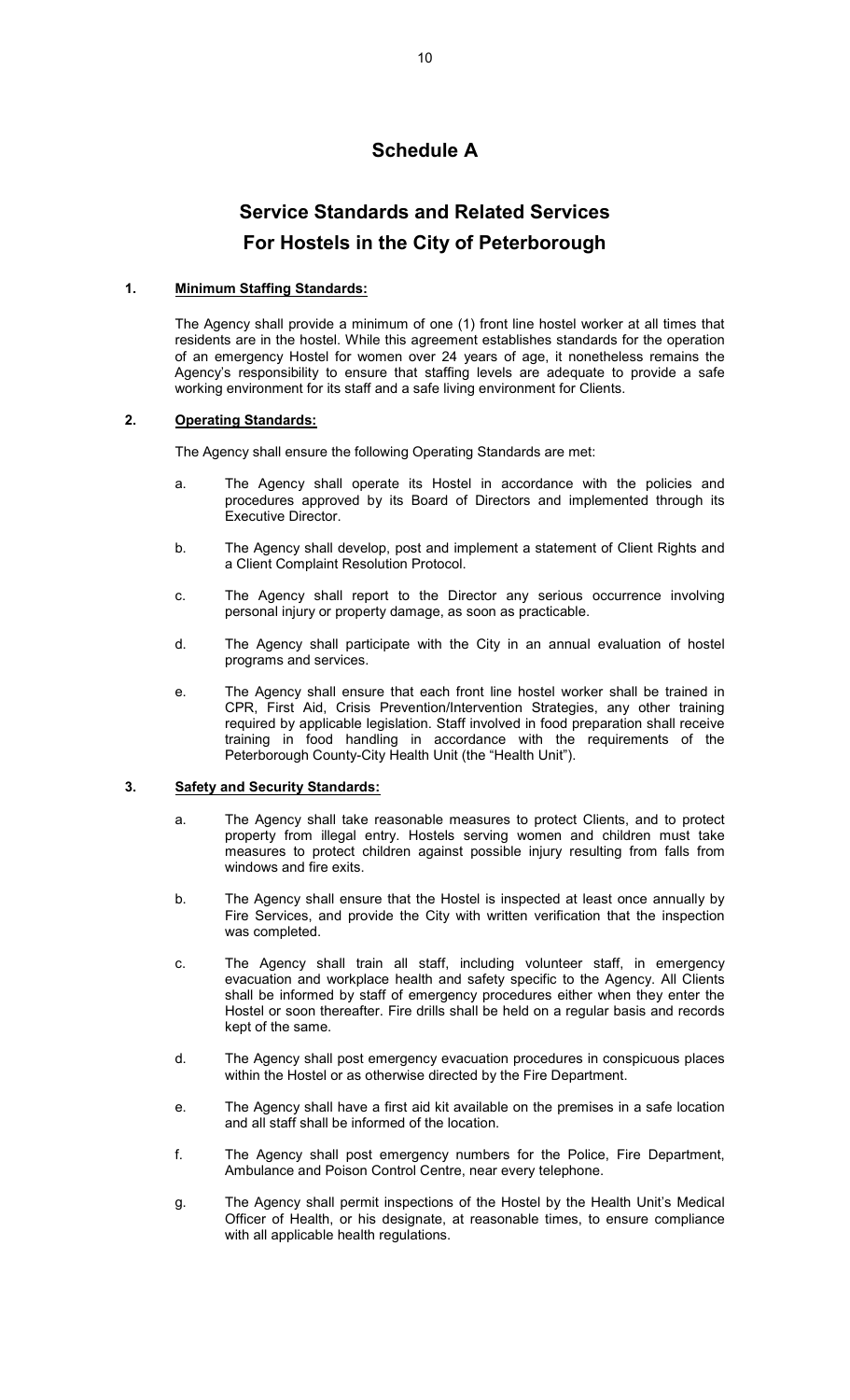# Schedule A

## Service Standards and Related Services For Hostels in the City of Peterborough

### 1. Minimum Staffing Standards:

The Agency shall provide a minimum of one (1) front line hostel worker at all times that residents are in the hostel. While this agreement establishes standards for the operation of an emergency Hostel for women over 24 years of age, it nonetheless remains the Agency's responsibility to ensure that staffing levels are adequate to provide a safe working environment for its staff and a safe living environment for Clients.

### 2. Operating Standards:

The Agency shall ensure the following Operating Standards are met:

a. The Agency shall operate its Hostel in accordance with the policies and procedures approved by its Board of Directors and implemented through its Executive Director.

b. The Agency shall develop, post and implement a statement of Client Rights and a Client Complaint Resolution Protocol.

c. The Agency shall report to the Director any serious occurrence involving personal injury or property damage, as soon as practicable.

d. The Agency shall participate with the City in an annual evaluation of hostel programs and services.

e. The Agency shall ensure that each front line hostel worker shall be trained in CPR, First Aid, Crisis Prevention/Intervention Strategies, any other training required by applicable legislation. Staff involved in food preparation shall receive training in food handling in accordance with the requirements of the Peterborough County-City Health Unit (the "Health Unit").

### 3. Safety and Security Standards:

a. The Agency shall take reasonable measures to protect Clients, and to protect property from illegal entry. Hostels serving women and children must take measures to protect children against possible injury resulting from falls from windows and fire exits.

b. The Agency shall ensure that the Hostel is inspected at least once annually by Fire Services, and provide the City with written verification that the inspection was completed.

c. The Agency shall train all staff, including volunteer staff, in emergency evacuation and workplace health and safety specific to the Agency. All Clients shall be informed by staff of emergency procedures either when they enter the Hostel or soon thereafter. Fire drills shall be held on a regular basis and records kept of the same.

d. The Agency shall post emergency evacuation procedures in conspicuous places within the Hostel or as otherwise directed by the Fire Department.

e. The Agency shall have a first aid kit available on the premises in a safe location and all staff shall be informed of the location.

f. The Agency shall post emergency numbers for the Police, Fire Department, Ambulance and Poison Control Centre, near every telephone.

g. The Agency shall permit inspections of the Hostel by the Health Unit's Medical Officer of Health, or his designate, at reasonable times, to ensure compliance with all applicable health regulations.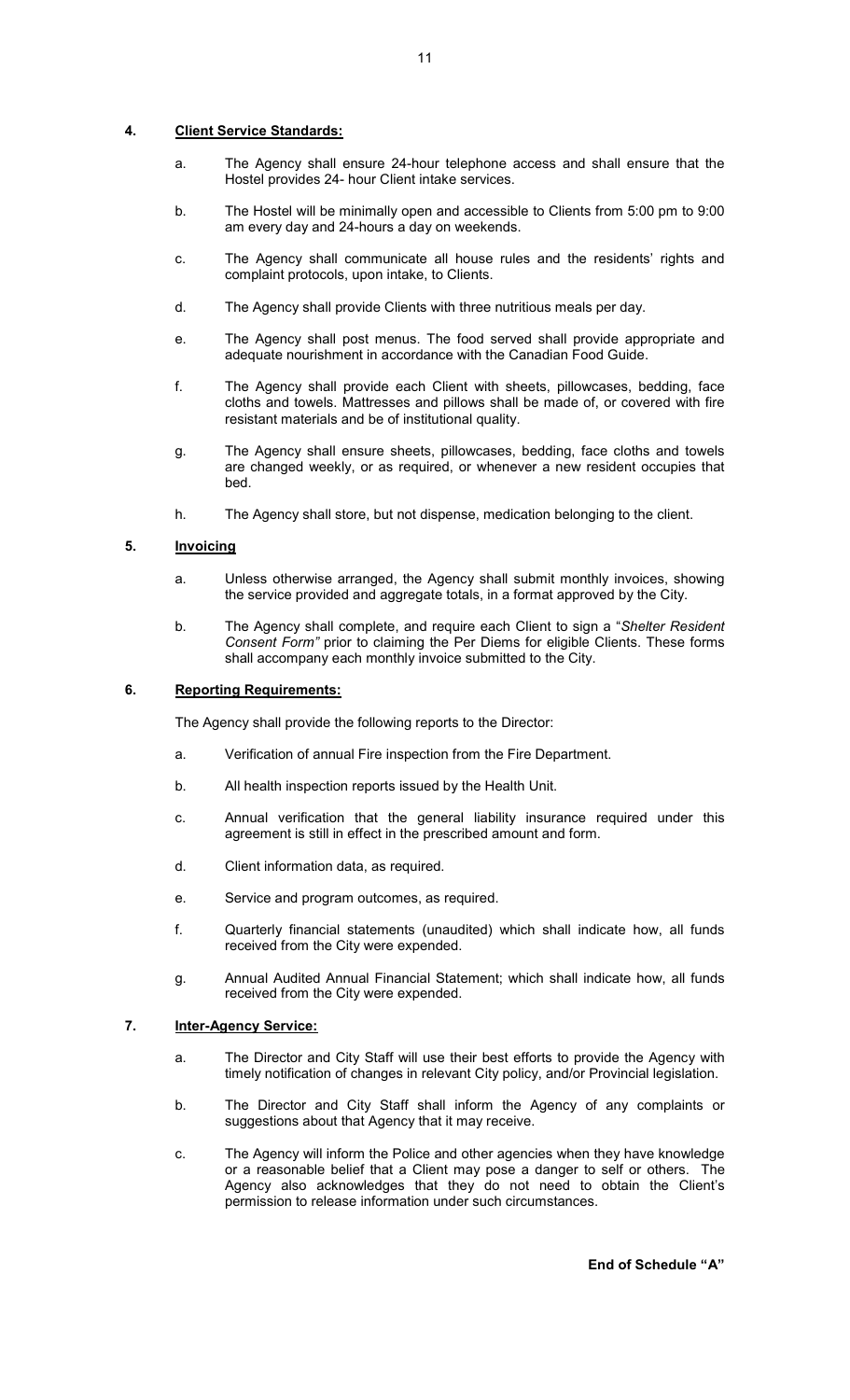## 4. Client Service Standards:

a. The Agency shall ensure 24-hour telephone access and shall ensure that the Hostel provides 24- hour Client intake services.

b. The Hostel will be minimally open and accessible to Clients from 5:00 pm to 9:00 am every day and 24-hours a day on weekends.

c. The Agency shall communicate all house rules and the residents' rights and complaint protocols, upon intake, to Clients.

d. The Agency shall provide Clients with three nutritious meals per day.

e. The Agency shall post menus. The food served shall provide appropriate and adequate nourishment in accordance with the Canadian Food Guide.

f. The Agency shall provide each Client with sheets, pillowcases, bedding, face cloths and towels. Mattresses and pillows shall be made of, or covered with fire resistant materials and be of institutional quality.

g. The Agency shall ensure sheets, pillowcases, bedding, face cloths and towels are changed weekly, or as required, or whenever a new resident occupies that bed.

h. The Agency shall store, but not dispense, medication belonging to the client.

## 5. Invoicing

a. Unless otherwise arranged, the Agency shall submit monthly invoices, showing the service provided and aggregate totals, in a format approved by the City.

b. The Agency shall complete, and require each Client to sign a "*Shelter Resident Consent Form"* prior to claiming the Per Diems for eligible Clients. These forms shall accompany each monthly invoice submitted to the City.

## 6. Reporting Requirements:

The Agency shall provide the following reports to the Director:

a. Verification of annual Fire inspection from the Fire Department.

b. All health inspection reports issued by the Health Unit.

c. Annual verification that the general liability insurance required under this agreement is still in effect in the prescribed amount and form.

d. Client information data, as required.

e. Service and program outcomes, as required.

f. Quarterly financial statements (unaudited) which shall indicate how, all funds received from the City were expended.

g. Annual Audited Annual Financial Statement; which shall indicate how, all funds received from the City were expended.

## 7. Inter-Agency Service:

a. The Director and City Staff will use their best efforts to provide the Agency with timely notification of changes in relevant City policy, and/or Provincial legislation.

b. The Director and City Staff shall inform the Agency of any complaints or suggestions about that Agency that it may receive.

c. The Agency will inform the Police and other agencies when they have knowledge or a reasonable belief that a Client may pose a danger to self or others. The Agency also acknowledges that they do not need to obtain the Client's permission to release information under such circumstances.

**End of Schedule "A"**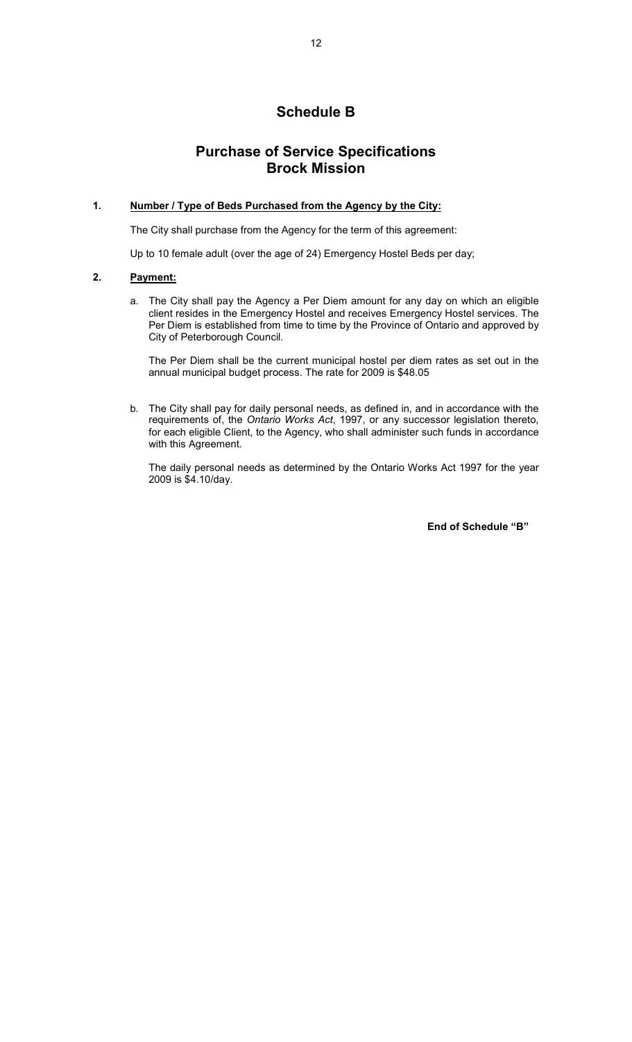# Schedule B

## Purchase of Service Specifications
## Brock Mission

**1. <u>Number / Type of Beds Purchased from the Agency by the City:</u>**

The City shall purchase from the Agency for the term of this agreement:

Up to 10 female adult (over the age of 24) Emergency Hostel Beds per day;

**2. <u>Payment:</u>**

a. The City shall pay the Agency a Per Diem amount for any day on which an eligible client resides in the Emergency Hostel and receives Emergency Hostel services. The Per Diem is established from time to time by the Province of Ontario and approved by City of Peterborough Council.

   The Per Diem shall be the current municipal hostel per diem rates as set out in the annual municipal budget process. The rate for 2009 is $48.05

b. The City shall pay for daily personal needs, as defined in, and in accordance with the requirements of, the *Ontario Works Act*, 1997, or any successor legislation thereto, for each eligible Client, to the Agency, who shall administer such funds in accordance with this Agreement.

   The daily personal needs as determined by the Ontario Works Act 1997 for the year 2009 is $4.10/day.

**End of Schedule "B"**